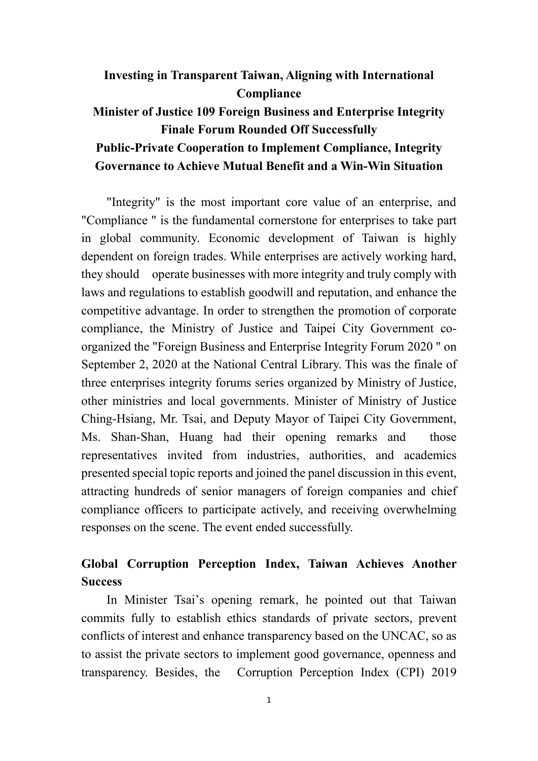# Investing in Transparent Taiwan, Aligning with International Compliance

## Minister of Justice 109 Foreign Business and Enterprise Integrity Finale Forum Rounded Off Successfully

## Public-Private Cooperation to Implement Compliance, Integrity Governance to Achieve Mutual Benefit and a Win-Win Situation

"Integrity" is the most important core value of an enterprise, and "Compliance " is the fundamental cornerstone for enterprises to take part in global community. Economic development of Taiwan is highly dependent on foreign trades. While enterprises are actively working hard, they should operate businesses with more integrity and truly comply with laws and regulations to establish goodwill and reputation, and enhance the competitive advantage. In order to strengthen the promotion of corporate compliance, the Ministry of Justice and Taipei City Government co-organized the "Foreign Business and Enterprise Integrity Forum 2020 " on September 2, 2020 at the National Central Library. This was the finale of three enterprises integrity forums series organized by Ministry of Justice, other ministries and local governments. Minister of Ministry of Justice Ching-Hsiang, Mr. Tsai, and Deputy Mayor of Taipei City Government, Ms. Shan-Shan, Huang had their opening remarks and those representatives invited from industries, authorities, and academics presented special topic reports and joined the panel discussion in this event, attracting hundreds of senior managers of foreign companies and chief compliance officers to participate actively, and receiving overwhelming responses on the scene. The event ended successfully.

### Global Corruption Perception Index, Taiwan Achieves Another Success

In Minister Tsai's opening remark, he pointed out that Taiwan commits fully to establish ethics standards of private sectors, prevent conflicts of interest and enhance transparency based on the UNCAC, so as to assist the private sectors to implement good governance, openness and transparency. Besides, the Corruption Perception Index (CPI) 2019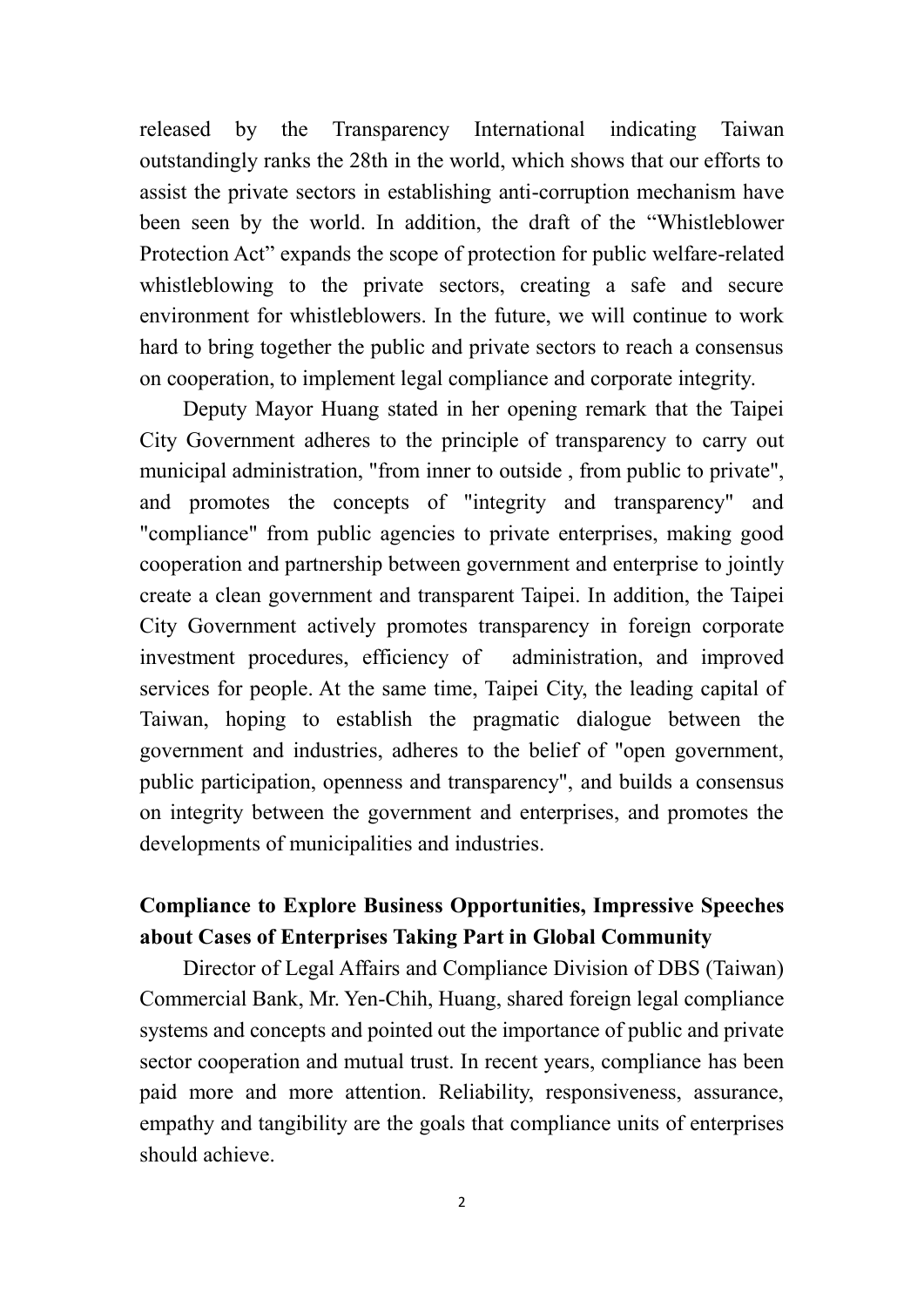released by the Transparency International indicating Taiwan outstandingly ranks the 28th in the world, which shows that our efforts to assist the private sectors in establishing anti-corruption mechanism have been seen by the world. In addition, the draft of the "Whistleblower Protection Act" expands the scope of protection for public welfare-related whistleblowing to the private sectors, creating a safe and secure environment for whistleblowers. In the future, we will continue to work hard to bring together the public and private sectors to reach a consensus on cooperation, to implement legal compliance and corporate integrity.

Deputy Mayor Huang stated in her opening remark that the Taipei City Government adheres to the principle of transparency to carry out municipal administration, "from inner to outside , from public to private", and promotes the concepts of "integrity and transparency" and "compliance" from public agencies to private enterprises, making good cooperation and partnership between government and enterprise to jointly create a clean government and transparent Taipei. In addition, the Taipei City Government actively promotes transparency in foreign corporate investment procedures, efficiency of administration, and improved services for people. At the same time, Taipei City, the leading capital of Taiwan, hoping to establish the pragmatic dialogue between the government and industries, adheres to the belief of "open government, public participation, openness and transparency", and builds a consensus on integrity between the government and enterprises, and promotes the developments of municipalities and industries.

**Compliance to Explore Business Opportunities, Impressive Speeches about Cases of Enterprises Taking Part in Global Community**

Director of Legal Affairs and Compliance Division of DBS (Taiwan) Commercial Bank, Mr. Yen-Chih, Huang, shared foreign legal compliance systems and concepts and pointed out the importance of public and private sector cooperation and mutual trust. In recent years, compliance has been paid more and more attention. Reliability, responsiveness, assurance, empathy and tangibility are the goals that compliance units of enterprises should achieve.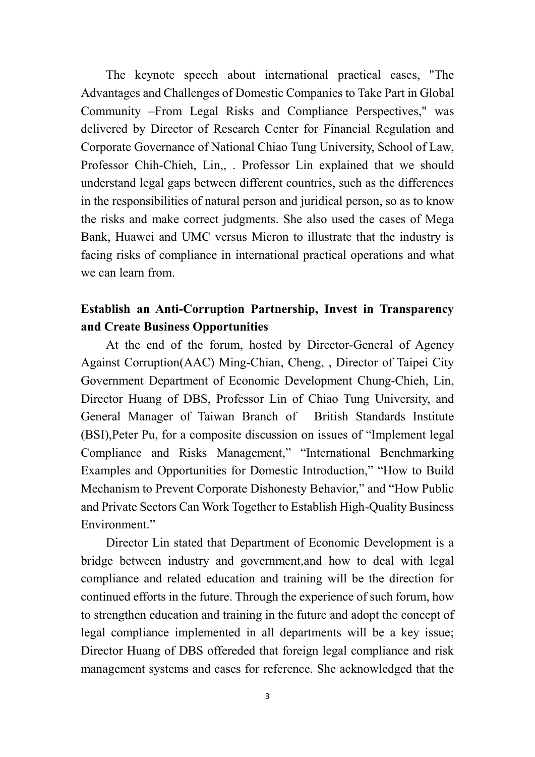The keynote speech about international practical cases, "The Advantages and Challenges of Domestic Companies to Take Part in Global Community –From Legal Risks and Compliance Perspectives," was delivered by Director of Research Center for Financial Regulation and Corporate Governance of National Chiao Tung University, School of Law, Professor Chih-Chieh, Lin,, . Professor Lin explained that we should understand legal gaps between different countries, such as the differences in the responsibilities of natural person and juridical person, so as to know the risks and make correct judgments. She also used the cases of Mega Bank, Huawei and UMC versus Micron to illustrate that the industry is facing risks of compliance in international practical operations and what we can learn from.

**Establish an Anti-Corruption Partnership, Invest in Transparency and Create Business Opportunities**

At the end of the forum, hosted by Director-General of Agency Against Corruption(AAC) Ming-Chian, Cheng, , Director of Taipei City Government Department of Economic Development Chung-Chieh, Lin, Director Huang of DBS, Professor Lin of Chiao Tung University, and General Manager of Taiwan Branch of British Standards Institute (BSI),Peter Pu, for a composite discussion on issues of "Implement legal Compliance and Risks Management," "International Benchmarking Examples and Opportunities for Domestic Introduction," "How to Build Mechanism to Prevent Corporate Dishonesty Behavior," and "How Public and Private Sectors Can Work Together to Establish High-Quality Business Environment."

Director Lin stated that Department of Economic Development is a bridge between industry and government,and how to deal with legal compliance and related education and training will be the direction for continued efforts in the future. Through the experience of such forum, how to strengthen education and training in the future and adopt the concept of legal compliance implemented in all departments will be a key issue; Director Huang of DBS offereded that foreign legal compliance and risk management systems and cases for reference. She acknowledged that the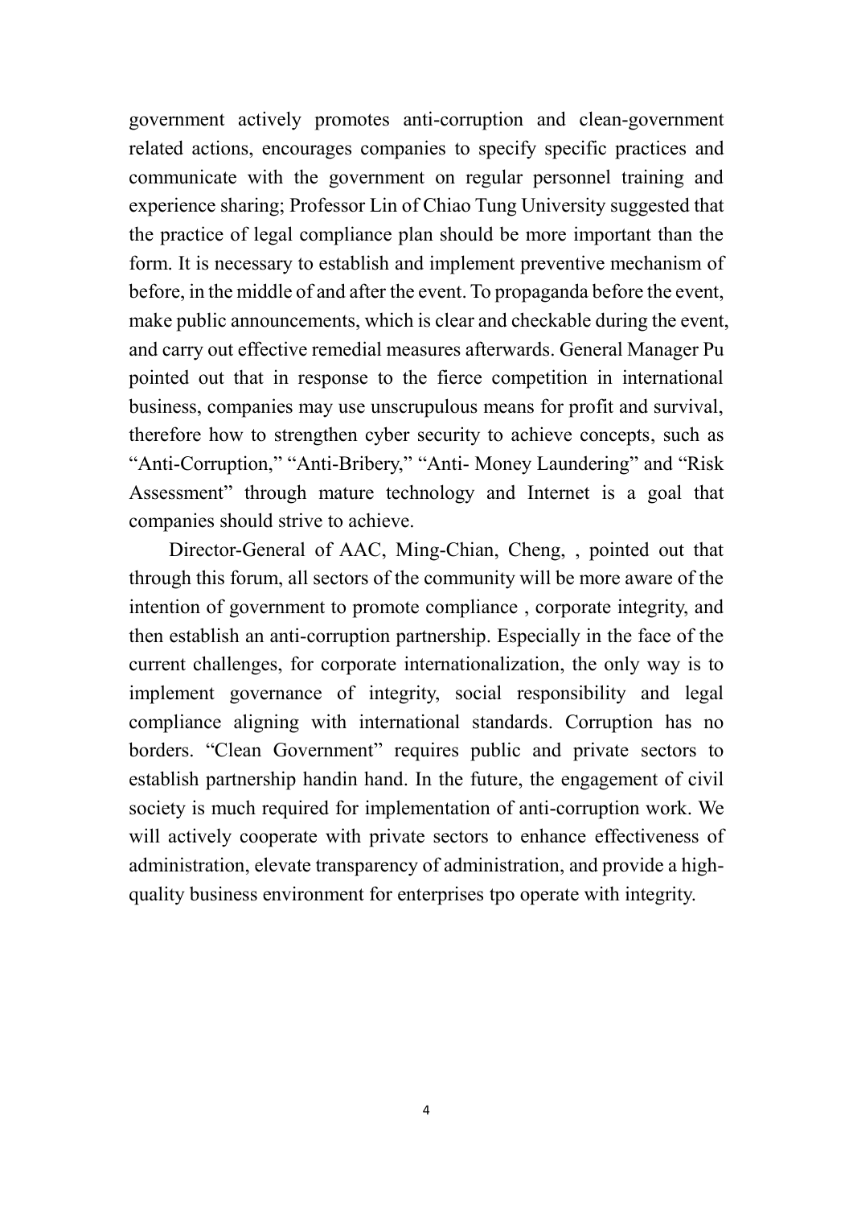government actively promotes anti-corruption and clean-government related actions, encourages companies to specify specific practices and communicate with the government on regular personnel training and experience sharing; Professor Lin of Chiao Tung University suggested that the practice of legal compliance plan should be more important than the form. It is necessary to establish and implement preventive mechanism of before, in the middle of and after the event. To propaganda before the event, make public announcements, which is clear and checkable during the event, and carry out effective remedial measures afterwards. General Manager Pu pointed out that in response to the fierce competition in international business, companies may use unscrupulous means for profit and survival, therefore how to strengthen cyber security to achieve concepts, such as "Anti-Corruption," "Anti-Bribery," "Anti- Money Laundering" and "Risk Assessment" through mature technology and Internet is a goal that companies should strive to achieve.

Director-General of AAC, Ming-Chian, Cheng, , pointed out that through this forum, all sectors of the community will be more aware of the intention of government to promote compliance , corporate integrity, and then establish an anti-corruption partnership. Especially in the face of the current challenges, for corporate internationalization, the only way is to implement governance of integrity, social responsibility and legal compliance aligning with international standards. Corruption has no borders. "Clean Government" requires public and private sectors to establish partnership handin hand. In the future, the engagement of civil society is much required for implementation of anti-corruption work. We will actively cooperate with private sectors to enhance effectiveness of administration, elevate transparency of administration, and provide a high-quality business environment for enterprises tpo operate with integrity.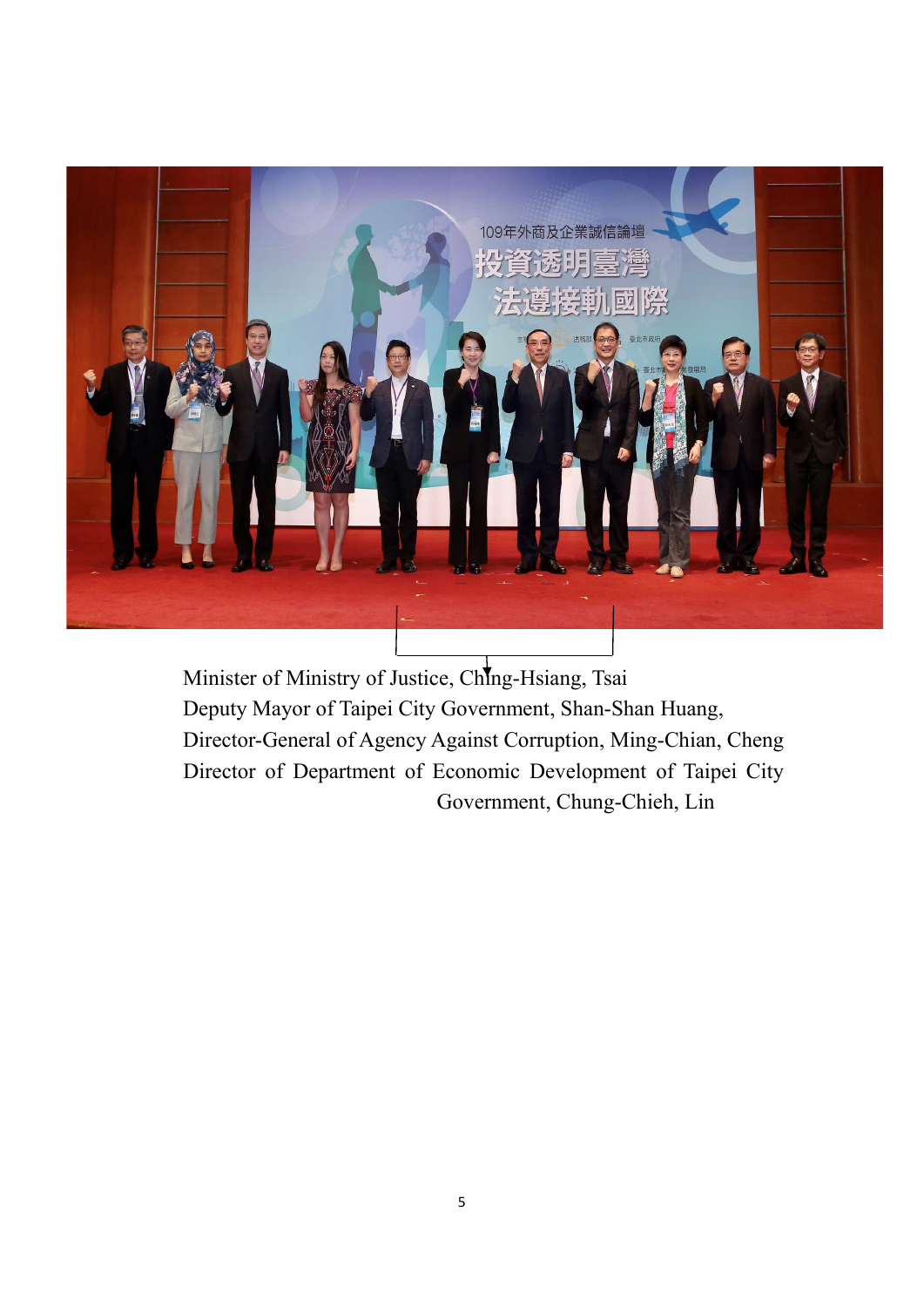Minister of Ministry of Justice, Ching-Hsiang, Tsai

Deputy Mayor of Taipei City Government, Shan-Shan Huang,

Director-General of Agency Against Corruption, Ming-Chian, Cheng

Director of Department of Economic Development of Taipei City Government, Chung-Chieh, Lin